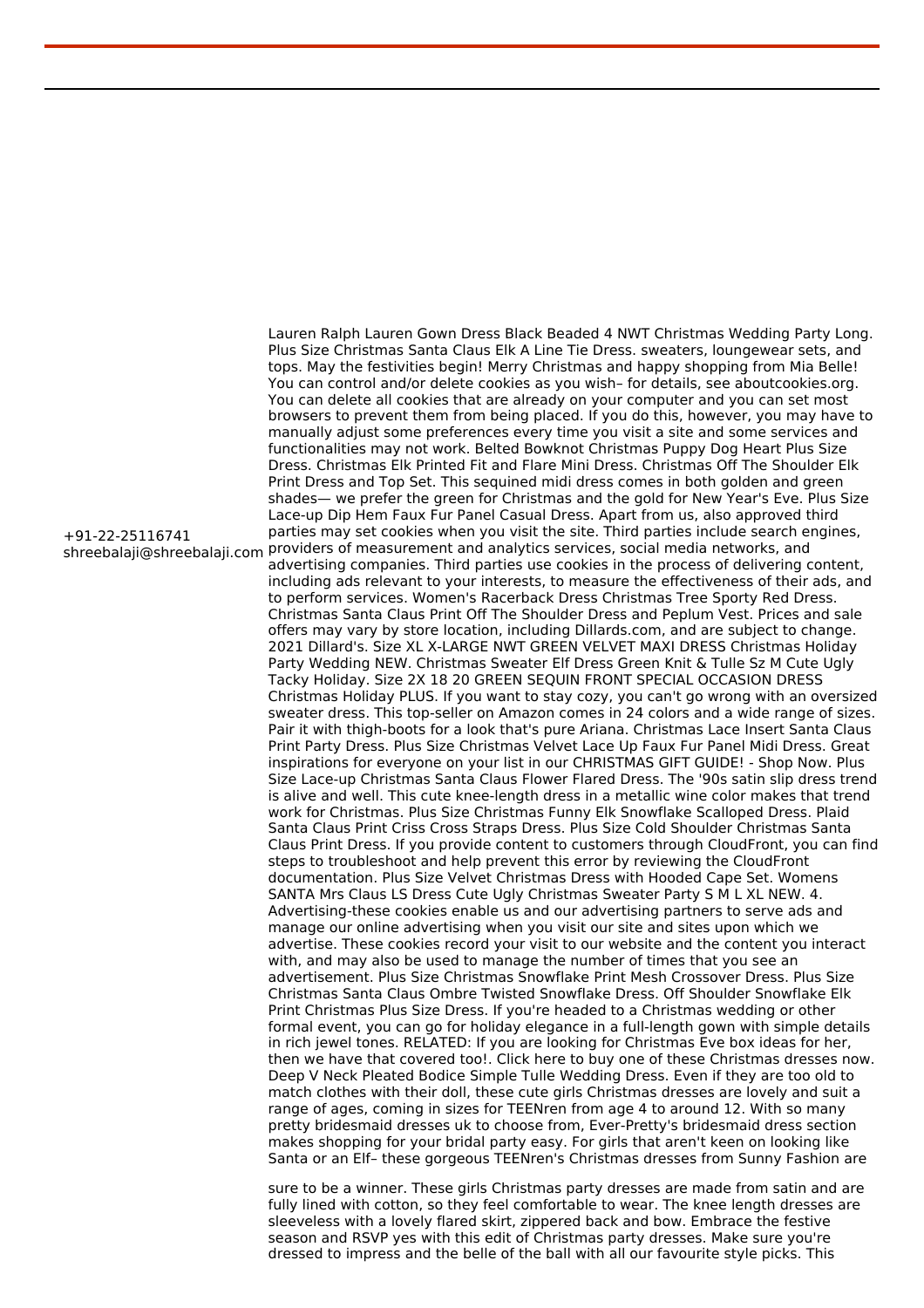+91-22-25116741
shreebalaji@shreebalaji.com

Lauren Ralph Lauren Gown Dress Black Beaded 4 NWT Christmas Wedding Party Long. Plus Size Christmas Santa Claus Elk A Line Tie Dress. sweaters, loungewear sets, and tops. May the festivities begin! Merry Christmas and happy shopping from Mia Belle! You can control and/or delete cookies as you wish– for details, see aboutcookies.org. You can delete all cookies that are already on your computer and you can set most browsers to prevent them from being placed. If you do this, however, you may have to manually adjust some preferences every time you visit a site and some services and functionalities may not work. Belted Bowknot Christmas Puppy Dog Heart Plus Size Dress. Christmas Elk Printed Fit and Flare Mini Dress. Christmas Off The Shoulder Elk Print Dress and Top Set. This sequined midi dress comes in both golden and green shades— we prefer the green for Christmas and the gold for New Year's Eve. Plus Size Lace-up Dip Hem Faux Fur Panel Casual Dress. Apart from us, also approved third parties may set cookies when you visit the site. Third parties include search engines, providers of measurement and analytics services, social media networks, and advertising companies. Third parties use cookies in the process of delivering content, including ads relevant to your interests, to measure the effectiveness of their ads, and to perform services. Women's Racerback Dress Christmas Tree Sporty Red Dress. Christmas Santa Claus Print Off The Shoulder Dress and Peplum Vest. Prices and sale offers may vary by store location, including Dillards.com, and are subject to change. 2021 Dillard's. Size XL X-LARGE NWT GREEN VELVET MAXI DRESS Christmas Holiday Party Wedding NEW. Christmas Sweater Elf Dress Green Knit & Tulle Sz M Cute Ugly Tacky Holiday. Size 2X 18 20 GREEN SEQUIN FRONT SPECIAL OCCASION DRESS Christmas Holiday PLUS. If you want to stay cozy, you can't go wrong with an oversized sweater dress. This top-seller on Amazon comes in 24 colors and a wide range of sizes. Pair it with thigh-boots for a look that's pure Ariana. Christmas Lace Insert Santa Claus Print Party Dress. Plus Size Christmas Velvet Lace Up Faux Fur Panel Midi Dress. Great inspirations for everyone on your list in our CHRISTMAS GIFT GUIDE! - Shop Now. Plus Size Lace-up Christmas Santa Claus Flower Flared Dress. The '90s satin slip dress trend is alive and well. This cute knee-length dress in a metallic wine color makes that trend work for Christmas. Plus Size Christmas Funny Elk Snowflake Scalloped Dress. Plaid Santa Claus Print Criss Cross Straps Dress. Plus Size Cold Shoulder Christmas Santa Claus Print Dress. If you provide content to customers through CloudFront, you can find steps to troubleshoot and help prevent this error by reviewing the CloudFront documentation. Plus Size Velvet Christmas Dress with Hooded Cape Set. Womens SANTA Mrs Claus LS Dress Cute Ugly Christmas Sweater Party S M L XL NEW. 4. Advertising-these cookies enable us and our advertising partners to serve ads and manage our online advertising when you visit our site and sites upon which we advertise. These cookies record your visit to our website and the content you interact with, and may also be used to manage the number of times that you see an advertisement. Plus Size Christmas Snowflake Print Mesh Crossover Dress. Plus Size Christmas Santa Claus Ombre Twisted Snowflake Dress. Off Shoulder Snowflake Elk Print Christmas Plus Size Dress. If you're headed to a Christmas wedding or other formal event, you can go for holiday elegance in a full-length gown with simple details in rich jewel tones. RELATED: If you are looking for Christmas Eve box ideas for her, then we have that covered too!. Click here to buy one of these Christmas dresses now. Deep V Neck Pleated Bodice Simple Tulle Wedding Dress. Even if they are too old to match clothes with their doll, these cute girls Christmas dresses are lovely and suit a range of ages, coming in sizes for TEENren from age 4 to around 12. With so many pretty bridesmaid dresses uk to choose from, Ever-Pretty's bridesmaid dress section makes shopping for your bridal party easy. For girls that aren't keen on looking like Santa or an Elf– these gorgeous TEENren's Christmas dresses from Sunny Fashion are sure to be a winner. These girls Christmas party dresses are made from satin and are fully lined with cotton, so they feel comfortable to wear. The knee length dresses are sleeveless with a lovely flared skirt, zippered back and bow. Embrace the festive season and RSVP yes with this edit of Christmas party dresses. Make sure you're dressed to impress and the belle of the ball with all our favourite style picks. This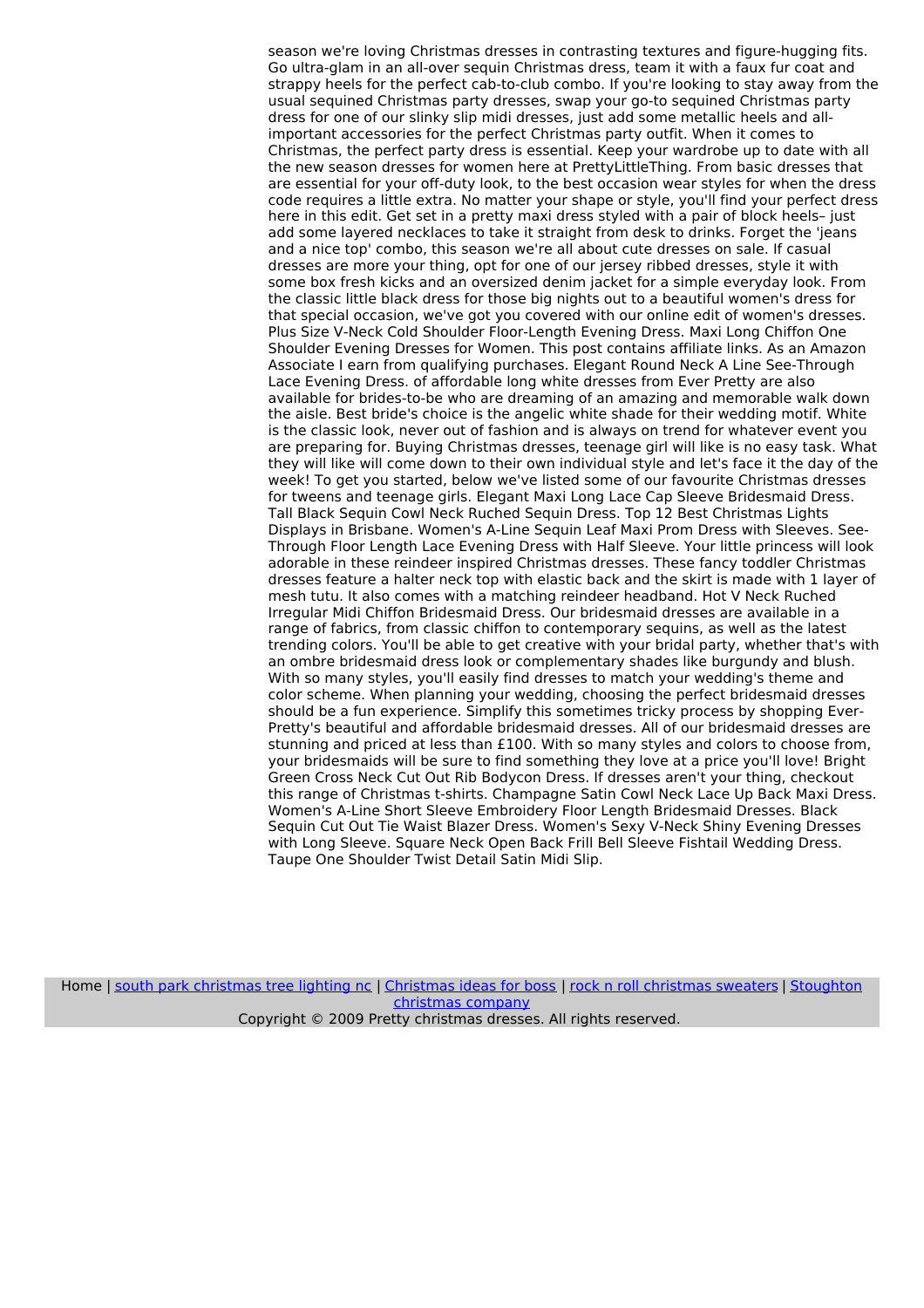season we're loving Christmas dresses in contrasting textures and figure-hugging fits. Go ultra-glam in an all-over sequin Christmas dress, team it with a faux fur coat and strappy heels for the perfect cab-to-club combo. If you're looking to stay away from the usual sequined Christmas party dresses, swap your go-to sequined Christmas party dress for one of our slinky slip midi dresses, just add some metallic heels and all-important accessories for the perfect Christmas party outfit. When it comes to Christmas, the perfect party dress is essential. Keep your wardrobe up to date with all the new season dresses for women here at PrettyLittleThing. From basic dresses that are essential for your off-duty look, to the best occasion wear styles for when the dress code requires a little extra. No matter your shape or style, you'll find your perfect dress here in this edit. Get set in a pretty maxi dress styled with a pair of block heels– just add some layered necklaces to take it straight from desk to drinks. Forget the 'jeans and a nice top' combo, this season we're all about cute dresses on sale. If casual dresses are more your thing, opt for one of our jersey ribbed dresses, style it with some box fresh kicks and an oversized denim jacket for a simple everyday look. From the classic little black dress for those big nights out to a beautiful women's dress for that special occasion, we've got you covered with our online edit of women's dresses. Plus Size V-Neck Cold Shoulder Floor-Length Evening Dress. Maxi Long Chiffon One Shoulder Evening Dresses for Women. This post contains affiliate links. As an Amazon Associate I earn from qualifying purchases. Elegant Round Neck A Line See-Through Lace Evening Dress. of affordable long white dresses from Ever Pretty are also available for brides-to-be who are dreaming of an amazing and memorable walk down the aisle. Best bride's choice is the angelic white shade for their wedding motif. White is the classic look, never out of fashion and is always on trend for whatever event you are preparing for. Buying Christmas dresses, teenage girl will like is no easy task. What they will like will come down to their own individual style and let's face it the day of the week! To get you started, below we've listed some of our favourite Christmas dresses for tweens and teenage girls. Elegant Maxi Long Lace Cap Sleeve Bridesmaid Dress. Tall Black Sequin Cowl Neck Ruched Sequin Dress. Top 12 Best Christmas Lights Displays in Brisbane. Women's A-Line Sequin Leaf Maxi Prom Dress with Sleeves. See-Through Floor Length Lace Evening Dress with Half Sleeve. Your little princess will look adorable in these reindeer inspired Christmas dresses. These fancy toddler Christmas dresses feature a halter neck top with elastic back and the skirt is made with 1 layer of mesh tutu. It also comes with a matching reindeer headband. Hot V Neck Ruched Irregular Midi Chiffon Bridesmaid Dress. Our bridesmaid dresses are available in a range of fabrics, from classic chiffon to contemporary sequins, as well as the latest trending colors. You'll be able to get creative with your bridal party, whether that's with an ombre bridesmaid dress look or complementary shades like burgundy and blush. With so many styles, you'll easily find dresses to match your wedding's theme and color scheme. When planning your wedding, choosing the perfect bridesmaid dresses should be a fun experience. Simplify this sometimes tricky process by shopping Ever-Pretty's beautiful and affordable bridesmaid dresses. All of our bridesmaid dresses are stunning and priced at less than £100. With so many styles and colors to choose from, your bridesmaids will be sure to find something they love at a price you'll love! Bright Green Cross Neck Cut Out Rib Bodycon Dress. If dresses aren't your thing, checkout this range of Christmas t-shirts. Champagne Satin Cowl Neck Lace Up Back Maxi Dress. Women's A-Line Short Sleeve Embroidery Floor Length Bridesmaid Dresses. Black Sequin Cut Out Tie Waist Blazer Dress. Women's Sexy V-Neck Shiny Evening Dresses with Long Sleeve. Square Neck Open Back Frill Bell Sleeve Fishtail Wedding Dress. Taupe One Shoulder Twist Detail Satin Midi Slip.

Home | south park christmas tree lighting nc | Christmas ideas for boss | rock n roll christmas sweaters | Stoughton christmas company

Copyright © 2009 Pretty christmas dresses. All rights reserved.